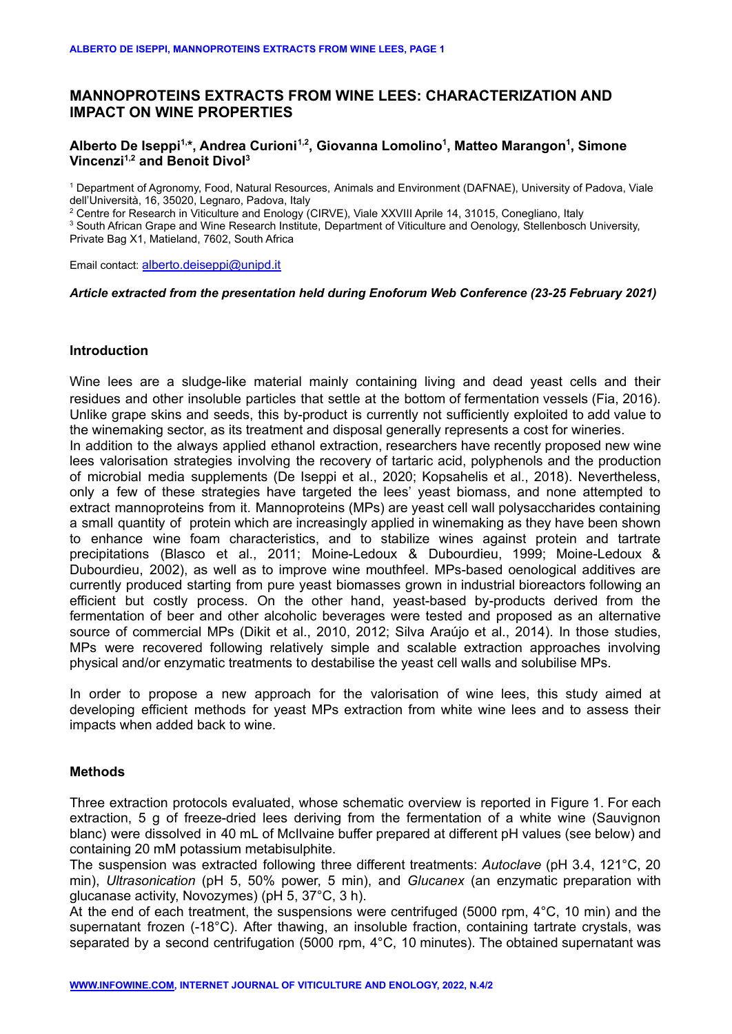# MANNOPROTEINS EXTRACTS FROM WINE LEES: CHARACTERIZATION AND IMPACT ON WINE PROPERTIES

**Alberto De Iseppi[1,*], Andrea Curioni[1,2], Giovanna Lomolino[1], Matteo Marangon[1], Simone Vincenzi[1,2] and Benoit Divol[3]**

[1] Department of Agronomy, Food, Natural Resources, Animals and Environment (DAFNAE), University of Padova, Viale dell'Università, 16, 35020, Legnaro, Padova, Italy

[2] Centre for Research in Viticulture and Enology (CIRVE), Viale XXVIII Aprile 14, 31015, Conegliano, Italy

[3] South African Grape and Wine Research Institute, Department of Viticulture and Oenology, Stellenbosch University, Private Bag X1, Matieland, 7602, South Africa

Email contact: alberto.deiseppi@unipd.it

***Article extracted from the presentation held during Enoforum Web Conference (23-25 February 2021)***

## Introduction

Wine lees are a sludge-like material mainly containing living and dead yeast cells and their residues and other insoluble particles that settle at the bottom of fermentation vessels (Fia, 2016). Unlike grape skins and seeds, this by-product is currently not sufficiently exploited to add value to the winemaking sector, as its treatment and disposal generally represents a cost for wineries.

In addition to the always applied ethanol extraction, researchers have recently proposed new wine lees valorisation strategies involving the recovery of tartaric acid, polyphenols and the production of microbial media supplements (De Iseppi et al., 2020; Kopsahelis et al., 2018). Nevertheless, only a few of these strategies have targeted the lees' yeast biomass, and none attempted to extract mannoproteins from it. Mannoproteins (MPs) are yeast cell wall polysaccharides containing a small quantity of protein which are increasingly applied in winemaking as they have been shown to enhance wine foam characteristics, and to stabilize wines against protein and tartrate precipitations (Blasco et al., 2011; Moine-Ledoux & Dubourdieu, 1999; Moine-Ledoux & Dubourdieu, 2002), as well as to improve wine mouthfeel. MPs-based oenological additives are currently produced starting from pure yeast biomasses grown in industrial bioreactors following an efficient but costly process. On the other hand, yeast-based by-products derived from the fermentation of beer and other alcoholic beverages were tested and proposed as an alternative source of commercial MPs (Dikit et al., 2010, 2012; Silva Araújo et al., 2014). In those studies, MPs were recovered following relatively simple and scalable extraction approaches involving physical and/or enzymatic treatments to destabilise the yeast cell walls and solubilise MPs.

In order to propose a new approach for the valorisation of wine lees, this study aimed at developing efficient methods for yeast MPs extraction from white wine lees and to assess their impacts when added back to wine.

## Methods

Three extraction protocols evaluated, whose schematic overview is reported in Figure 1. For each extraction, 5 g of freeze-dried lees deriving from the fermentation of a white wine (Sauvignon blanc) were dissolved in 40 mL of McIlvaine buffer prepared at different pH values (see below) and containing 20 mM potassium metabisulphite.

The suspension was extracted following three different treatments: *Autoclave* (pH 3.4, 121°C, 20 min), *Ultrasonication* (pH 5, 50% power, 5 min), and *Glucanex* (an enzymatic preparation with glucanase activity, Novozymes) (pH 5, 37°C, 3 h).

At the end of each treatment, the suspensions were centrifuged (5000 rpm, 4°C, 10 min) and the supernatant frozen (-18°C). After thawing, an insoluble fraction, containing tartrate crystals, was separated by a second centrifugation (5000 rpm, 4°C, 10 minutes). The obtained supernatant was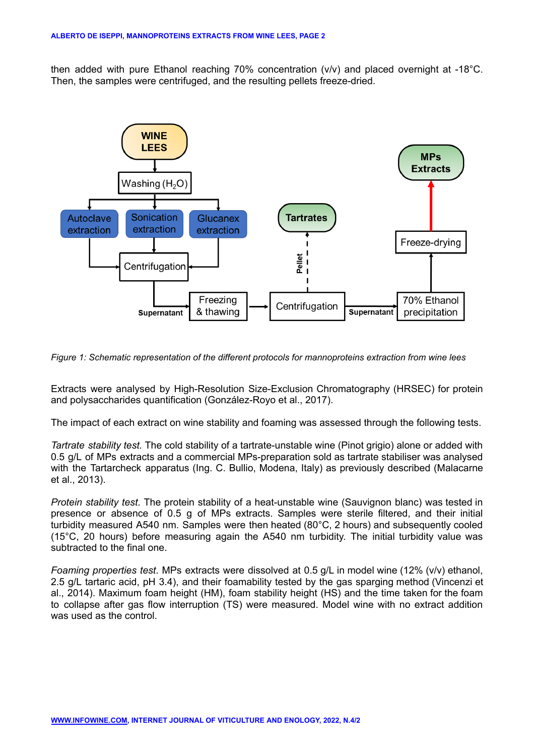then added with pure Ethanol reaching 70% concentration (v/v) and placed overnight at -18°C. Then, the samples were centrifuged, and the resulting pellets freeze-dried.

*Figure 1: Schematic representation of the different protocols for mannoproteins extraction from wine lees*

Extracts were analysed by High-Resolution Size-Exclusion Chromatography (HRSEC) for protein and polysaccharides quantification (González-Royo et al., 2017).

The impact of each extract on wine stability and foaming was assessed through the following tests.

*Tartrate stability test.* The cold stability of a tartrate-unstable wine (Pinot grigio) alone or added with 0.5 g/L of MPs extracts and a commercial MPs-preparation sold as tartrate stabiliser was analysed with the Tartarcheck apparatus (Ing. C. Bullio, Modena, Italy) as previously described (Malacarne et al., 2013).

*Protein stability test.* The protein stability of a heat-unstable wine (Sauvignon blanc) was tested in presence or absence of 0.5 g of MPs extracts. Samples were sterile filtered, and their initial turbidity measured A540 nm. Samples were then heated (80°C, 2 hours) and subsequently cooled (15°C, 20 hours) before measuring again the A540 nm turbidity. The initial turbidity value was subtracted to the final one.

*Foaming properties test.* MPs extracts were dissolved at 0.5 g/L in model wine (12% (v/v) ethanol, 2.5 g/L tartaric acid, pH 3.4), and their foamability tested by the gas sparging method (Vincenzi et al., 2014). Maximum foam height (HM), foam stability height (HS) and the time taken for the foam to collapse after gas flow interruption (TS) were measured. Model wine with no extract addition was used as the control.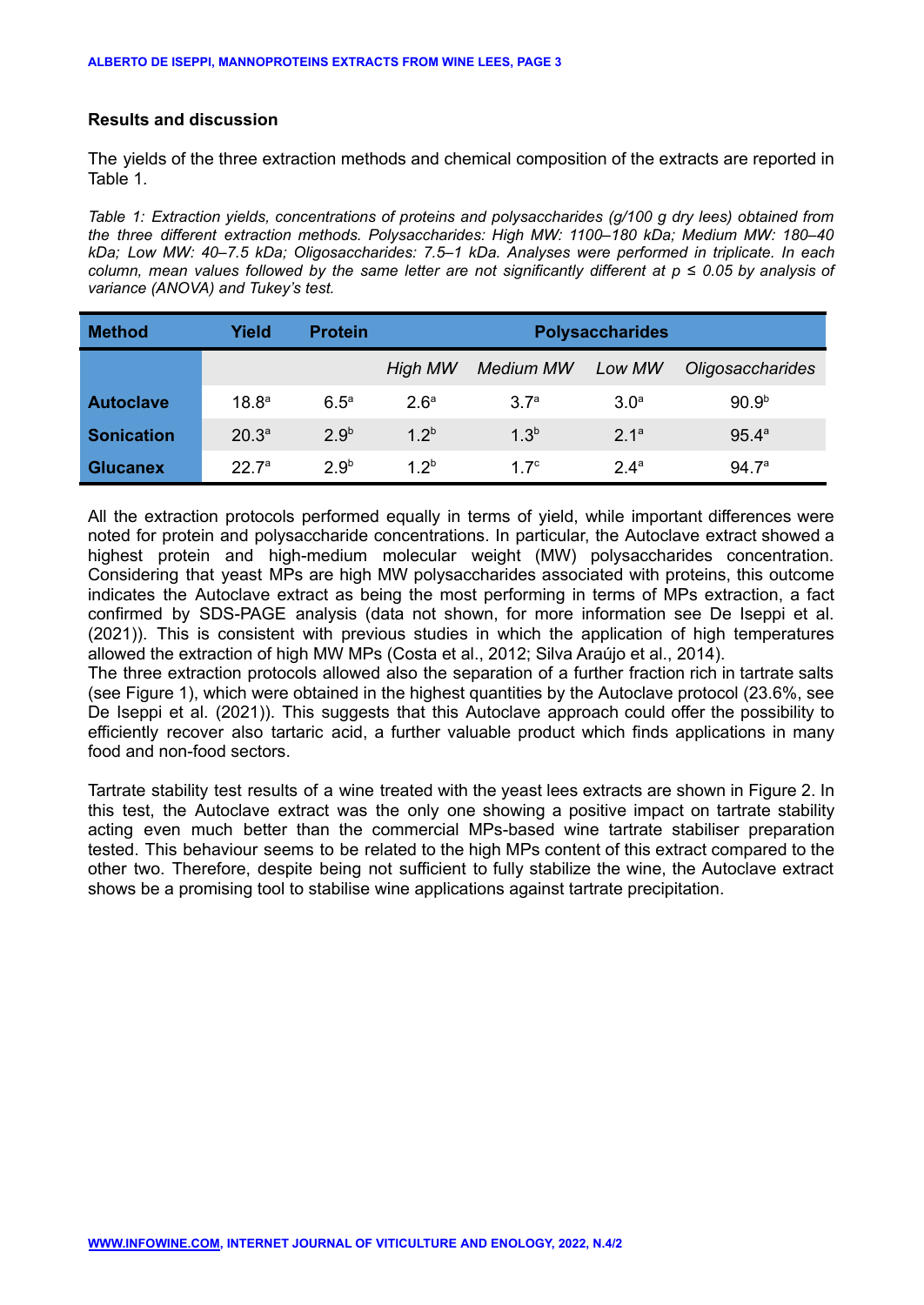## Results and discussion

The yields of the three extraction methods and chemical composition of the extracts are reported in Table 1.

*Table 1: Extraction yields, concentrations of proteins and polysaccharides (g/100 g dry lees) obtained from the three different extraction methods. Polysaccharides: High MW: 1100–180 kDa; Medium MW: 180–40 kDa; Low MW: 40–7.5 kDa; Oligosaccharides: 7.5–1 kDa. Analyses were performed in triplicate. In each column, mean values followed by the same letter are not significantly different at p ≤ 0.05 by analysis of variance (ANOVA) and Tukey's test.*

| Method | Yield | Protein | Polysaccharides | | | |
|---|---|---|---|---|---|---|
| | | | *High MW* | *Medium MW* | *Low MW* | *Oligosaccharides* |
| **Autoclave** | 18.8[a] | 6.5[a] | 2.6[a] | 3.7[a] | 3.0[a] | 90.9[b] |
| **Sonication** | 20.3[a] | 2.9[b] | 1.2[b] | 1.3[b] | 2.1[a] | 95.4[a] |
| **Glucanex** | 22.7[a] | 2.9[b] | 1.2[b] | 1.7[c] | 2.4[a] | 94.7[a] |

All the extraction protocols performed equally in terms of yield, while important differences were noted for protein and polysaccharide concentrations. In particular, the Autoclave extract showed a highest protein and high-medium molecular weight (MW) polysaccharides concentration. Considering that yeast MPs are high MW polysaccharides associated with proteins, this outcome indicates the Autoclave extract as being the most performing in terms of MPs extraction, a fact confirmed by SDS-PAGE analysis (data not shown, for more information see De Iseppi et al. (2021)). This is consistent with previous studies in which the application of high temperatures allowed the extraction of high MW MPs (Costa et al., 2012; Silva Araújo et al., 2014).
The three extraction protocols allowed also the separation of a further fraction rich in tartrate salts (see Figure 1), which were obtained in the highest quantities by the Autoclave protocol (23.6%, see De Iseppi et al. (2021)). This suggests that this Autoclave approach could offer the possibility to efficiently recover also tartaric acid, a further valuable product which finds applications in many food and non-food sectors.

Tartrate stability test results of a wine treated with the yeast lees extracts are shown in Figure 2. In this test, the Autoclave extract was the only one showing a positive impact on tartrate stability acting even much better than the commercial MPs-based wine tartrate stabiliser preparation tested. This behaviour seems to be related to the high MPs content of this extract compared to the other two. Therefore, despite being not sufficient to fully stabilize the wine, the Autoclave extract shows be a promising tool to stabilise wine applications against tartrate precipitation.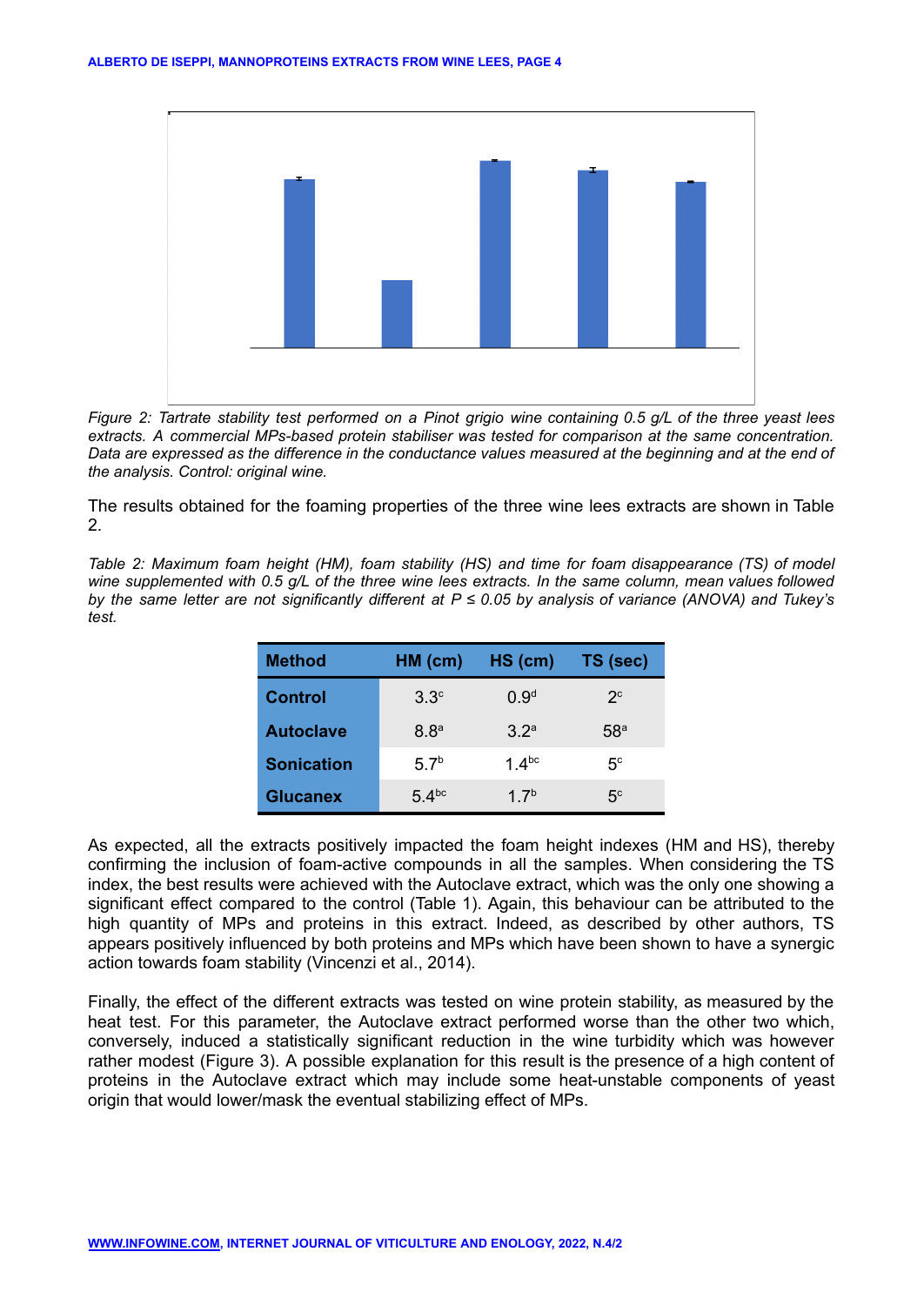*Figure 2: Tartrate stability test performed on a Pinot grigio wine containing 0.5 g/L of the three yeast lees extracts. A commercial MPs-based protein stabiliser was tested for comparison at the same concentration. Data are expressed as the difference in the conductance values measured at the beginning and at the end of the analysis. Control: original wine.*

The results obtained for the foaming properties of the three wine lees extracts are shown in Table 2.

*Table 2: Maximum foam height (HM), foam stability (HS) and time for foam disappearance (TS) of model wine supplemented with 0.5 g/L of the three wine lees extracts. In the same column, mean values followed by the same letter are not significantly different at P ≤ 0.05 by analysis of variance (ANOVA) and Tukey's test.*

| Method | HM (cm) | HS (cm) | TS (sec) |
|---|---|---|---|
| **Control** | $3.3^{c}$ | $0.9^{d}$ | $2^{c}$ |
| **Autoclave** | $8.8^{a}$ | $3.2^{a}$ | $58^{a}$ |
| **Sonication** | $5.7^{b}$ | $1.4^{bc}$ | $5^{c}$ |
| **Glucanex** | $5.4^{bc}$ | $1.7^{b}$ | $5^{c}$ |

As expected, all the extracts positively impacted the foam height indexes (HM and HS), thereby confirming the inclusion of foam-active compounds in all the samples. When considering the TS index, the best results were achieved with the Autoclave extract, which was the only one showing a significant effect compared to the control (Table 1). Again, this behaviour can be attributed to the high quantity of MPs and proteins in this extract. Indeed, as described by other authors, TS appears positively influenced by both proteins and MPs which have been shown to have a synergic action towards foam stability (Vincenzi et al., 2014).

Finally, the effect of the different extracts was tested on wine protein stability, as measured by the heat test. For this parameter, the Autoclave extract performed worse than the other two which, conversely, induced a statistically significant reduction in the wine turbidity which was however rather modest (Figure 3). A possible explanation for this result is the presence of a high content of proteins in the Autoclave extract which may include some heat-unstable components of yeast origin that would lower/mask the eventual stabilizing effect of MPs.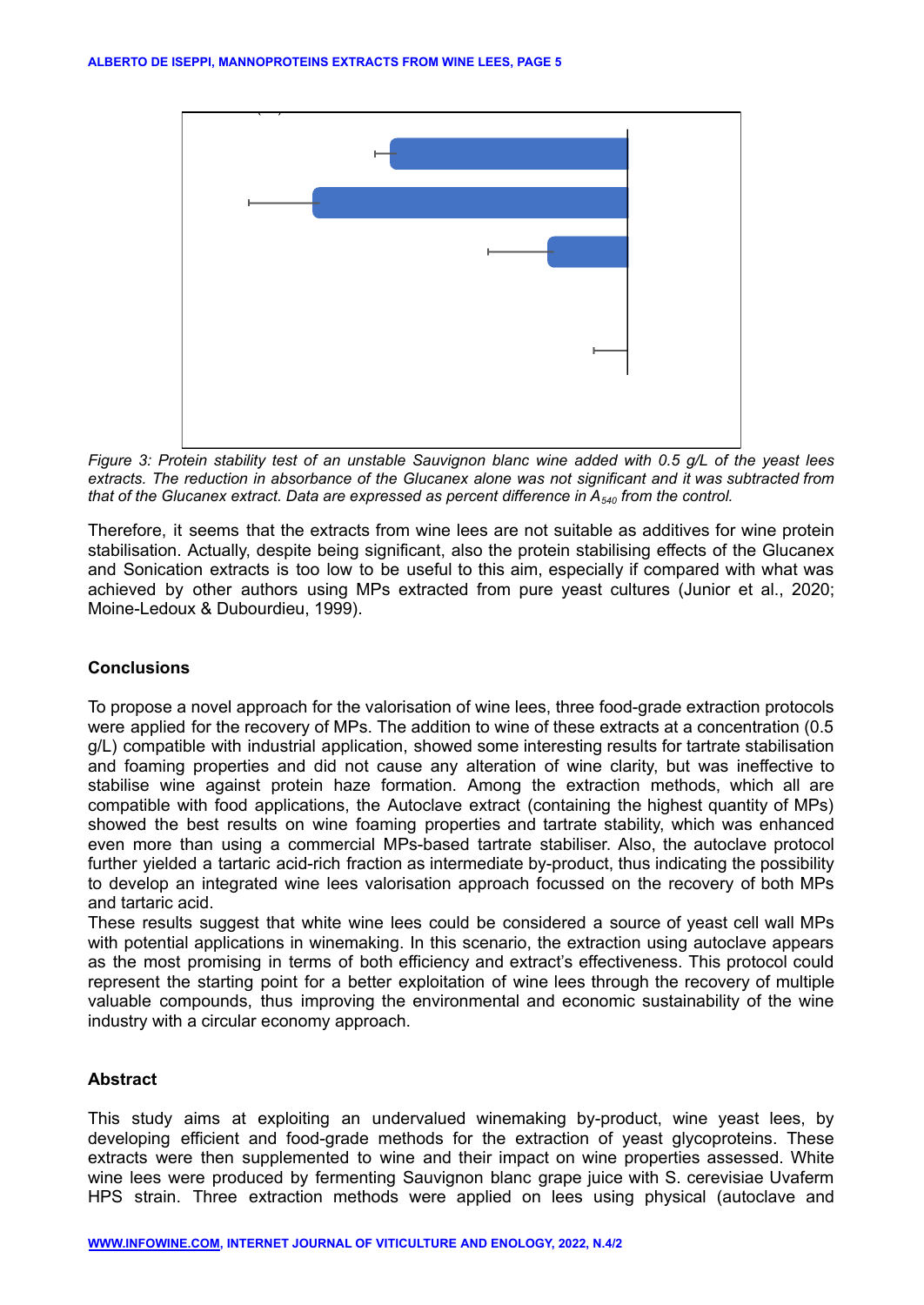*Figure 3: Protein stability test of an unstable Sauvignon blanc wine added with 0.5 g/L of the yeast lees extracts. The reduction in absorbance of the Glucanex alone was not significant and it was subtracted from that of the Glucanex extract. Data are expressed as percent difference in $A_{540}$ from the control.*

Therefore, it seems that the extracts from wine lees are not suitable as additives for wine protein stabilisation. Actually, despite being significant, also the protein stabilising effects of the Glucanex and Sonication extracts is too low to be useful to this aim, especially if compared with what was achieved by other authors using MPs extracted from pure yeast cultures (Junior et al., 2020; Moine-Ledoux & Dubourdieu, 1999).

## Conclusions

To propose a novel approach for the valorisation of wine lees, three food-grade extraction protocols were applied for the recovery of MPs. The addition to wine of these extracts at a concentration (0.5 g/L) compatible with industrial application, showed some interesting results for tartrate stabilisation and foaming properties and did not cause any alteration of wine clarity, but was ineffective to stabilise wine against protein haze formation. Among the extraction methods, which all are compatible with food applications, the Autoclave extract (containing the highest quantity of MPs) showed the best results on wine foaming properties and tartrate stability, which was enhanced even more than using a commercial MPs-based tartrate stabiliser. Also, the autoclave protocol further yielded a tartaric acid-rich fraction as intermediate by-product, thus indicating the possibility to develop an integrated wine lees valorisation approach focussed on the recovery of both MPs and tartaric acid.

These results suggest that white wine lees could be considered a source of yeast cell wall MPs with potential applications in winemaking. In this scenario, the extraction using autoclave appears as the most promising in terms of both efficiency and extract's effectiveness. This protocol could represent the starting point for a better exploitation of wine lees through the recovery of multiple valuable compounds, thus improving the environmental and economic sustainability of the wine industry with a circular economy approach.

## Abstract

This study aims at exploiting an undervalued winemaking by-product, wine yeast lees, by developing efficient and food-grade methods for the extraction of yeast glycoproteins. These extracts were then supplemented to wine and their impact on wine properties assessed. White wine lees were produced by fermenting Sauvignon blanc grape juice with S. cerevisiae Uvaferm HPS strain. Three extraction methods were applied on lees using physical (autoclave and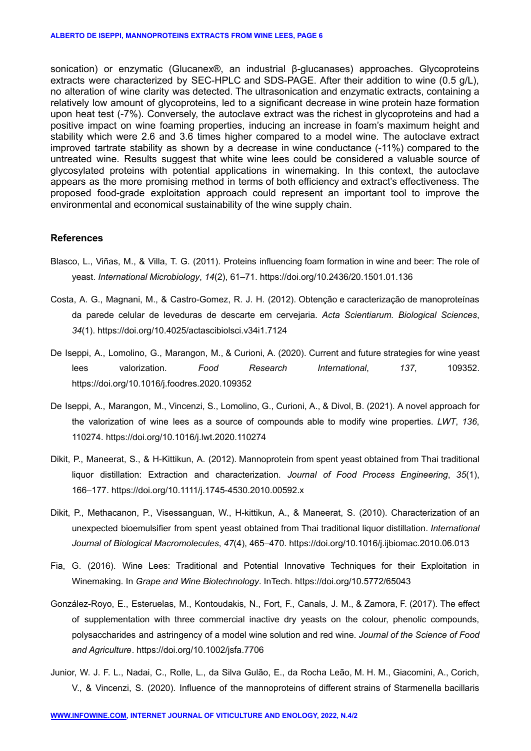sonication) or enzymatic (Glucanex®, an industrial β-glucanases) approaches. Glycoproteins extracts were characterized by SEC-HPLC and SDS-PAGE. After their addition to wine (0.5 g/L), no alteration of wine clarity was detected. The ultrasonication and enzymatic extracts, containing a relatively low amount of glycoproteins, led to a significant decrease in wine protein haze formation upon heat test (-7%). Conversely, the autoclave extract was the richest in glycoproteins and had a positive impact on wine foaming properties, inducing an increase in foam's maximum height and stability which were 2.6 and 3.6 times higher compared to a model wine. The autoclave extract improved tartrate stability as shown by a decrease in wine conductance (-11%) compared to the untreated wine. Results suggest that white wine lees could be considered a valuable source of glycosylated proteins with potential applications in winemaking. In this context, the autoclave appears as the more promising method in terms of both efficiency and extract's effectiveness. The proposed food-grade exploitation approach could represent an important tool to improve the environmental and economical sustainability of the wine supply chain.

### References

Blasco, L., Viñas, M., & Villa, T. G. (2011). Proteins influencing foam formation in wine and beer: The role of yeast. *International Microbiology*, *14*(2), 61–71. https://doi.org/10.2436/20.1501.01.136

Costa, A. G., Magnani, M., & Castro-Gomez, R. J. H. (2012). Obtenção e caracterização de manoproteínas da parede celular de leveduras de descarte em cervejaria. *Acta Scientiarum. Biological Sciences*, *34*(1). https://doi.org/10.4025/actascibiolsci.v34i1.7124

De Iseppi, A., Lomolino, G., Marangon, M., & Curioni, A. (2020). Current and future strategies for wine yeast lees valorization. *Food Research International*, *137*, 109352. https://doi.org/10.1016/j.foodres.2020.109352

De Iseppi, A., Marangon, M., Vincenzi, S., Lomolino, G., Curioni, A., & Divol, B. (2021). A novel approach for the valorization of wine lees as a source of compounds able to modify wine properties. *LWT*, *136*, 110274. https://doi.org/10.1016/j.lwt.2020.110274

Dikit, P., Maneerat, S., & H-Kittikun, A. (2012). Mannoprotein from spent yeast obtained from Thai traditional liquor distillation: Extraction and characterization. *Journal of Food Process Engineering*, *35*(1), 166–177. https://doi.org/10.1111/j.1745-4530.2010.00592.x

Dikit, P., Methacanon, P., Visessanguan, W., H-kittikun, A., & Maneerat, S. (2010). Characterization of an unexpected bioemulsifier from spent yeast obtained from Thai traditional liquor distillation. *International Journal of Biological Macromolecules*, *47*(4), 465–470. https://doi.org/10.1016/j.ijbiomac.2010.06.013

Fia, G. (2016). Wine Lees: Traditional and Potential Innovative Techniques for their Exploitation in Winemaking. In *Grape and Wine Biotechnology*. InTech. https://doi.org/10.5772/65043

González-Royo, E., Esteruelas, M., Kontoudakis, N., Fort, F., Canals, J. M., & Zamora, F. (2017). The effect of supplementation with three commercial inactive dry yeasts on the colour, phenolic compounds, polysaccharides and astringency of a model wine solution and red wine. *Journal of the Science of Food and Agriculture*. https://doi.org/10.1002/jsfa.7706

Junior, W. J. F. L., Nadai, C., Rolle, L., da Silva Gulão, E., da Rocha Leão, M. H. M., Giacomini, A., Corich, V., & Vincenzi, S. (2020). Influence of the mannoproteins of different strains of Starmenella bacillaris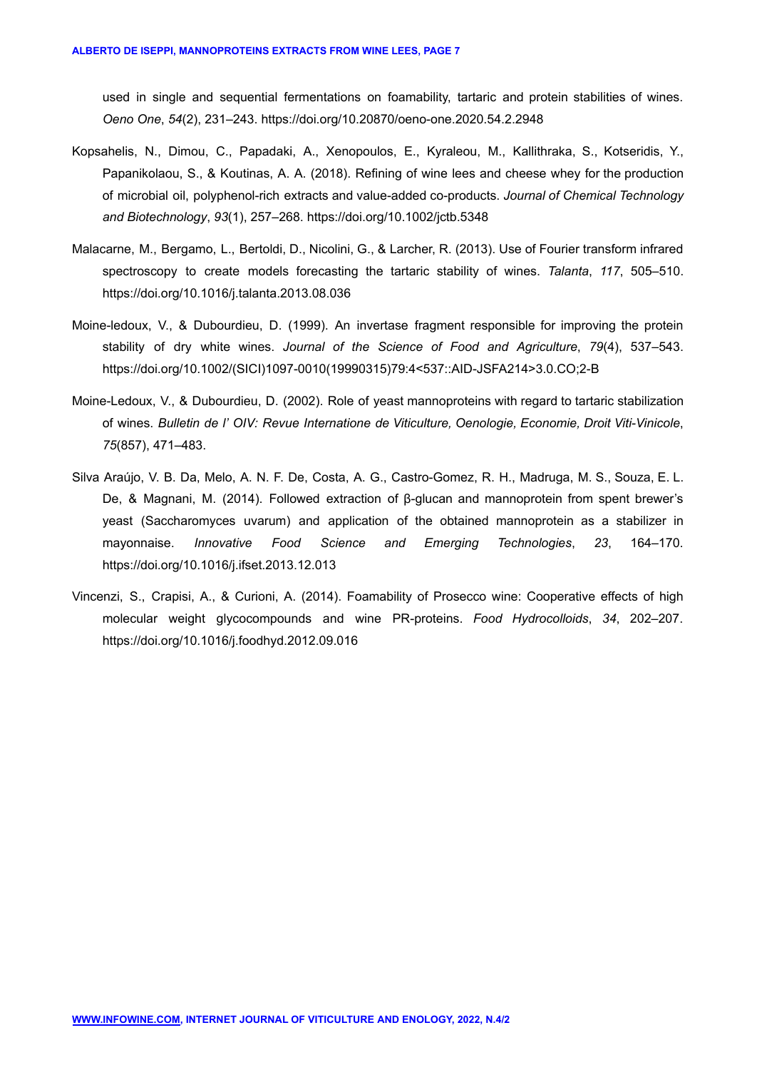used in single and sequential fermentations on foamability, tartaric and protein stabilities of wines. *Oeno One*, *54*(2), 231–243. https://doi.org/10.20870/oeno-one.2020.54.2.2948

Kopsahelis, N., Dimou, C., Papadaki, A., Xenopoulos, E., Kyraleou, M., Kallithraka, S., Kotseridis, Y., Papanikolaou, S., & Koutinas, A. A. (2018). Refining of wine lees and cheese whey for the production of microbial oil, polyphenol-rich extracts and value-added co-products. *Journal of Chemical Technology and Biotechnology*, *93*(1), 257–268. https://doi.org/10.1002/jctb.5348

Malacarne, M., Bergamo, L., Bertoldi, D., Nicolini, G., & Larcher, R. (2013). Use of Fourier transform infrared spectroscopy to create models forecasting the tartaric stability of wines. *Talanta*, *117*, 505–510. https://doi.org/10.1016/j.talanta.2013.08.036

Moine-ledoux, V., & Dubourdieu, D. (1999). An invertase fragment responsible for improving the protein stability of dry white wines. *Journal of the Science of Food and Agriculture*, *79*(4), 537–543. https://doi.org/10.1002/(SICI)1097-0010(19990315)79:4<537::AID-JSFA214>3.0.CO;2-B

Moine-Ledoux, V., & Dubourdieu, D. (2002). Role of yeast mannoproteins with regard to tartaric stabilization of wines. *Bulletin de l' OIV: Revue Internatione de Viticulture, Oenologie, Economie, Droit Viti-Vinicole*, *75*(857), 471–483.

Silva Araújo, V. B. Da, Melo, A. N. F. De, Costa, A. G., Castro-Gomez, R. H., Madruga, M. S., Souza, E. L. De, & Magnani, M. (2014). Followed extraction of β-glucan and mannoprotein from spent brewer's yeast (Saccharomyces uvarum) and application of the obtained mannoprotein as a stabilizer in mayonnaise. *Innovative Food Science and Emerging Technologies*, *23*, 164–170. https://doi.org/10.1016/j.ifset.2013.12.013

Vincenzi, S., Crapisi, A., & Curioni, A. (2014). Foamability of Prosecco wine: Cooperative effects of high molecular weight glycocompounds and wine PR-proteins. *Food Hydrocolloids*, *34*, 202–207. https://doi.org/10.1016/j.foodhyd.2012.09.016